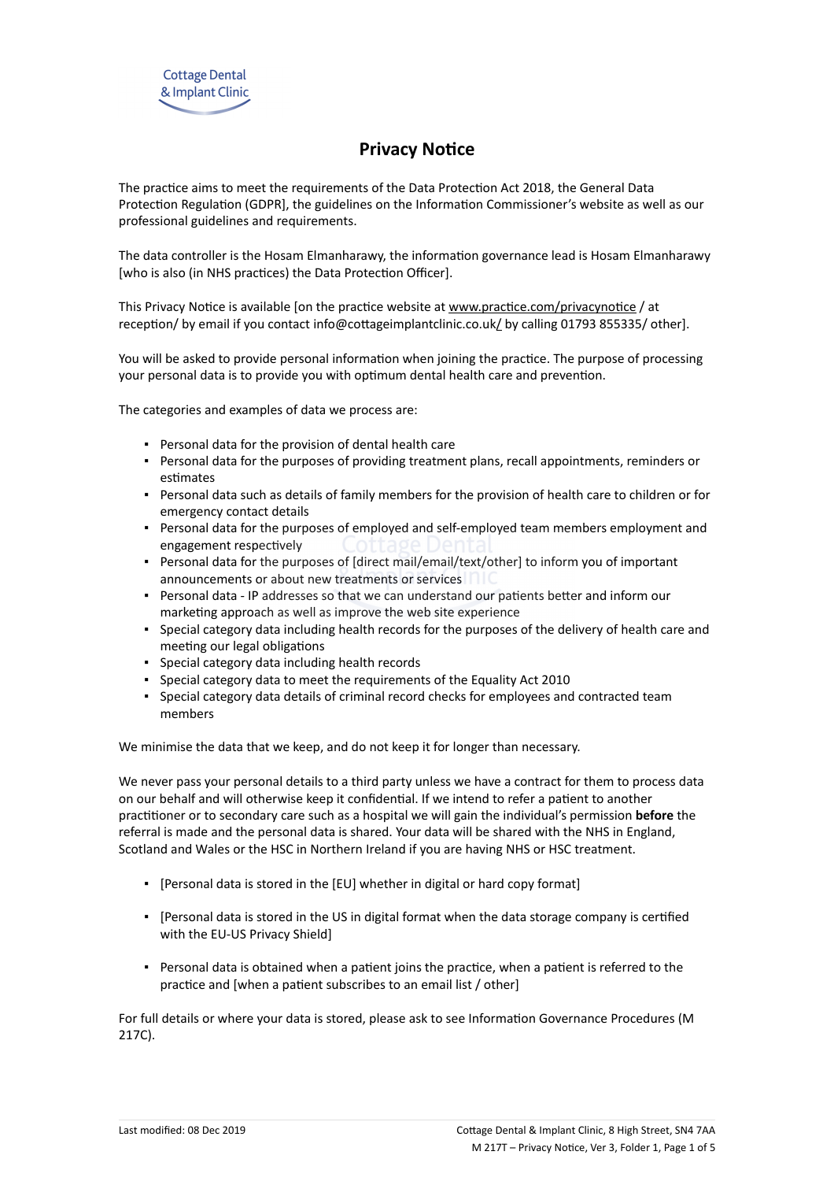Cottage Dental & Implant Clinic

# Privacy Notice

The practice aims to meet the requirements of the Data Protection Act 2018, the General Data Protection Regulation (GDPR], the guidelines on the Information Commissioner's website as well as our professional guidelines and requirements.

The data controller is the Hosam Elmanharawy, the information governance lead is Hosam Elmanharawy [who is also (in NHS practices) the Data Protection Officer].

This Privacy Notice is available [on the practice website at www.practice.com/privacynotice / at reception/ by email if you contact info@cottageimplantclinic.co.uk/ by calling 01793 855335/ other].

You will be asked to provide personal information when joining the practice. The purpose of processing your personal data is to provide you with optimum dental health care and prevention.

The categories and examples of data we process are:

- Personal data for the provision of dental health care
- Personal data for the purposes of providing treatment plans, recall appointments, reminders or estimates
- Personal data such as details of family members for the provision of health care to children or for emergency contact details
- Personal data for the purposes of employed and self-employed team members employment and engagement respectively
- Personal data for the purposes of [direct mail/email/text/other] to inform you of important announcements or about new treatments or services
- Personal data - IP addresses so that we can understand our patients better and inform our marketing approach as well as improve the web site experience
- Special category data including health records for the purposes of the delivery of health care and meeting our legal obligations
- Special category data including health records
- Special category data to meet the requirements of the Equality Act 2010
- Special category data details of criminal record checks for employees and contracted team members

We minimise the data that we keep, and do not keep it for longer than necessary.

We never pass your personal details to a third party unless we have a contract for them to process data on our behalf and will otherwise keep it confidential. If we intend to refer a patient to another practitioner or to secondary care such as a hospital we will gain the individual's permission **before** the referral is made and the personal data is shared. Your data will be shared with the NHS in England, Scotland and Wales or the HSC in Northern Ireland if you are having NHS or HSC treatment.

- [Personal data is stored in the [EU] whether in digital or hard copy format]
- [Personal data is stored in the US in digital format when the data storage company is certified with the EU-US Privacy Shield]
- Personal data is obtained when a patient joins the practice, when a patient is referred to the practice and [when a patient subscribes to an email list / other]

For full details or where your data is stored, please ask to see Information Governance Procedures (M 217C).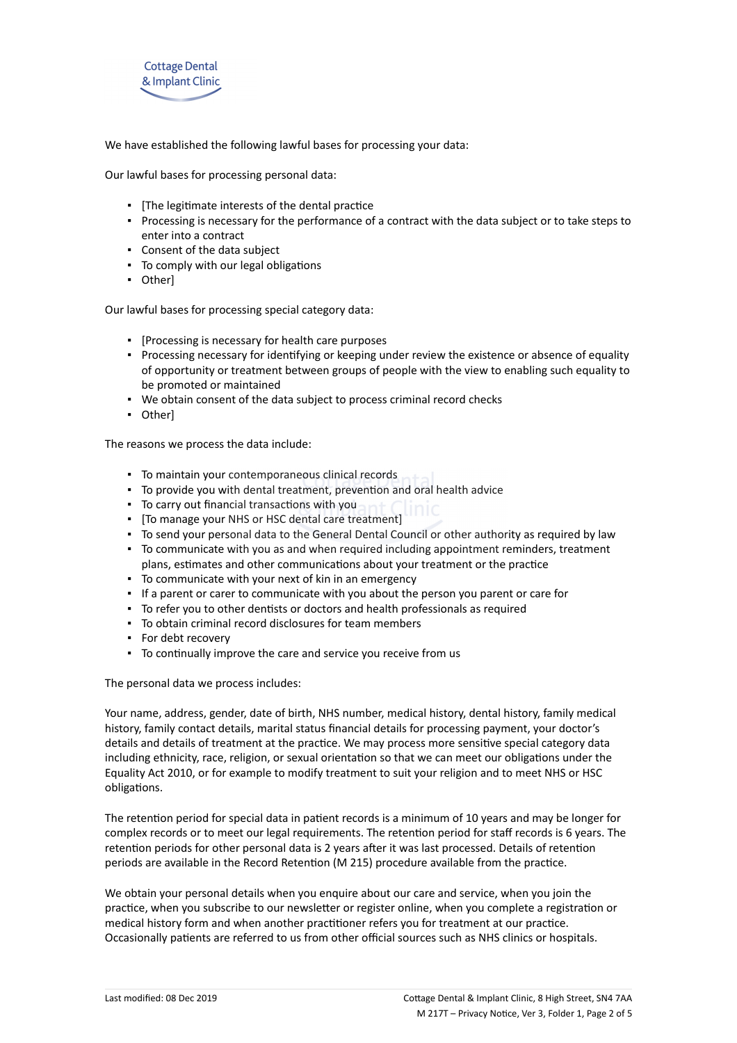We have established the following lawful bases for processing your data:

Our lawful bases for processing personal data:

- [The legitimate interests of the dental practice
- Processing is necessary for the performance of a contract with the data subject or to take steps to enter into a contract
- Consent of the data subject
- To comply with our legal obligations
- Other]

Our lawful bases for processing special category data:

- [Processing is necessary for health care purposes
- Processing necessary for identifying or keeping under review the existence or absence of equality of opportunity or treatment between groups of people with the view to enabling such equality to be promoted or maintained
- We obtain consent of the data subject to process criminal record checks
- Other]

The reasons we process the data include:

- To maintain your contemporaneous clinical records
- To provide you with dental treatment, prevention and oral health advice
- To carry out financial transactions with you
- [To manage your NHS or HSC dental care treatment]
- To send your personal data to the General Dental Council or other authority as required by law
- To communicate with you as and when required including appointment reminders, treatment plans, estimates and other communications about your treatment or the practice
- To communicate with your next of kin in an emergency
- If a parent or carer to communicate with you about the person you parent or care for
- To refer you to other dentists or doctors and health professionals as required
- To obtain criminal record disclosures for team members
- For debt recovery
- To continually improve the care and service you receive from us

The personal data we process includes:

Your name, address, gender, date of birth, NHS number, medical history, dental history, family medical history, family contact details, marital status financial details for processing payment, your doctor's details and details of treatment at the practice. We may process more sensitive special category data including ethnicity, race, religion, or sexual orientation so that we can meet our obligations under the Equality Act 2010, or for example to modify treatment to suit your religion and to meet NHS or HSC obligations.

The retention period for special data in patient records is a minimum of 10 years and may be longer for complex records or to meet our legal requirements. The retention period for staff records is 6 years. The retention periods for other personal data is 2 years after it was last processed. Details of retention periods are available in the Record Retention (M 215) procedure available from the practice.

We obtain your personal details when you enquire about our care and service, when you join the practice, when you subscribe to our newsletter or register online, when you complete a registration or medical history form and when another practitioner refers you for treatment at our practice. Occasionally patients are referred to us from other official sources such as NHS clinics or hospitals.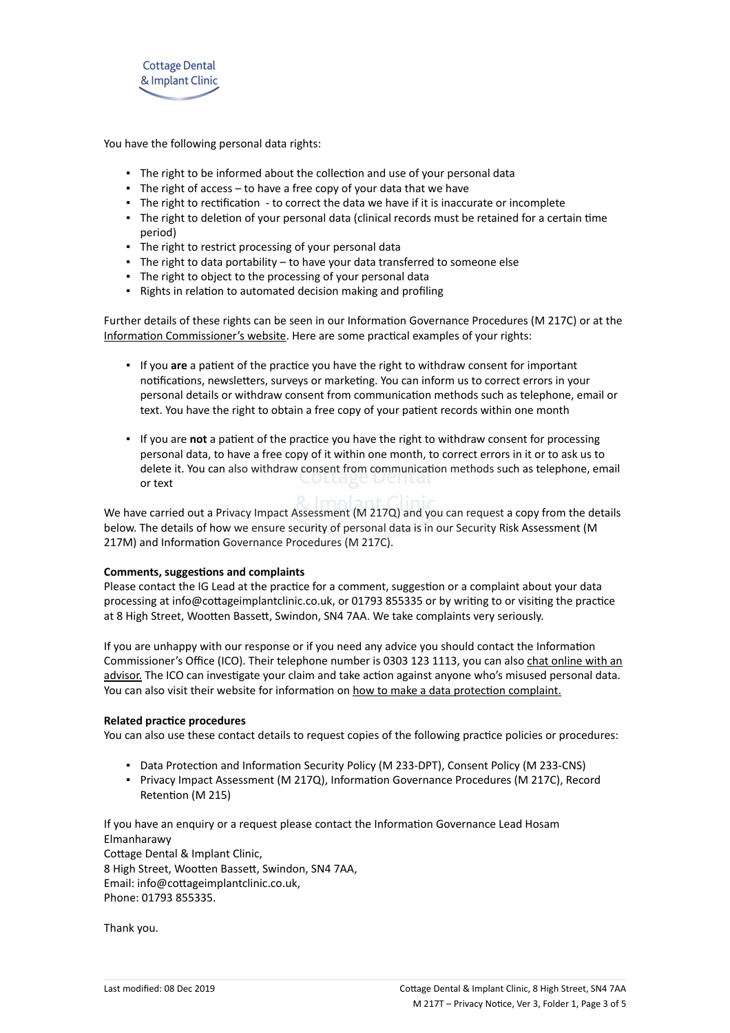You have the following personal data rights:

- The right to be informed about the collection and use of your personal data
- The right of access – to have a free copy of your data that we have
- The right to rectification - to correct the data we have if it is inaccurate or incomplete
- The right to deletion of your personal data (clinical records must be retained for a certain time period)
- The right to restrict processing of your personal data
- The right to data portability – to have your data transferred to someone else
- The right to object to the processing of your personal data
- Rights in relation to automated decision making and profiling

Further details of these rights can be seen in our Information Governance Procedures (M 217C) or at the Information Commissioner's website. Here are some practical examples of your rights:

- If you **are** a patient of the practice you have the right to withdraw consent for important notifications, newsletters, surveys or marketing. You can inform us to correct errors in your personal details or withdraw consent from communication methods such as telephone, email or text. You have the right to obtain a free copy of your patient records within one month

- If you are **not** a patient of the practice you have the right to withdraw consent for processing personal data, to have a free copy of it within one month, to correct errors in it or to ask us to delete it. You can also withdraw consent from communication methods such as telephone, email or text

We have carried out a Privacy Impact Assessment (M 217Q) and you can request a copy from the details below. The details of how we ensure security of personal data is in our Security Risk Assessment (M 217M) and Information Governance Procedures (M 217C).

**Comments, suggestions and complaints**

Please contact the IG Lead at the practice for a comment, suggestion or a complaint about your data processing at info@cottageimplantclinic.co.uk, or 01793 855335 or by writing to or visiting the practice at 8 High Street, Wootten Bassett, Swindon, SN4 7AA. We take complaints very seriously.

If you are unhappy with our response or if you need any advice you should contact the Information Commissioner's Office (ICO). Their telephone number is 0303 123 1113, you can also chat online with an advisor. The ICO can investigate your claim and take action against anyone who's misused personal data. You can also visit their website for information on how to make a data protection complaint.

**Related practice procedures**

You can also use these contact details to request copies of the following practice policies or procedures:

- Data Protection and Information Security Policy (M 233-DPT), Consent Policy (M 233-CNS)
- Privacy Impact Assessment (M 217Q), Information Governance Procedures (M 217C), Record Retention (M 215)

If you have an enquiry or a request please contact the Information Governance Lead Hosam Elmanharawy
Cottage Dental & Implant Clinic,
8 High Street, Wootten Bassett, Swindon, SN4 7AA,
Email: info@cottageimplantclinic.co.uk,
Phone: 01793 855335.

Thank you.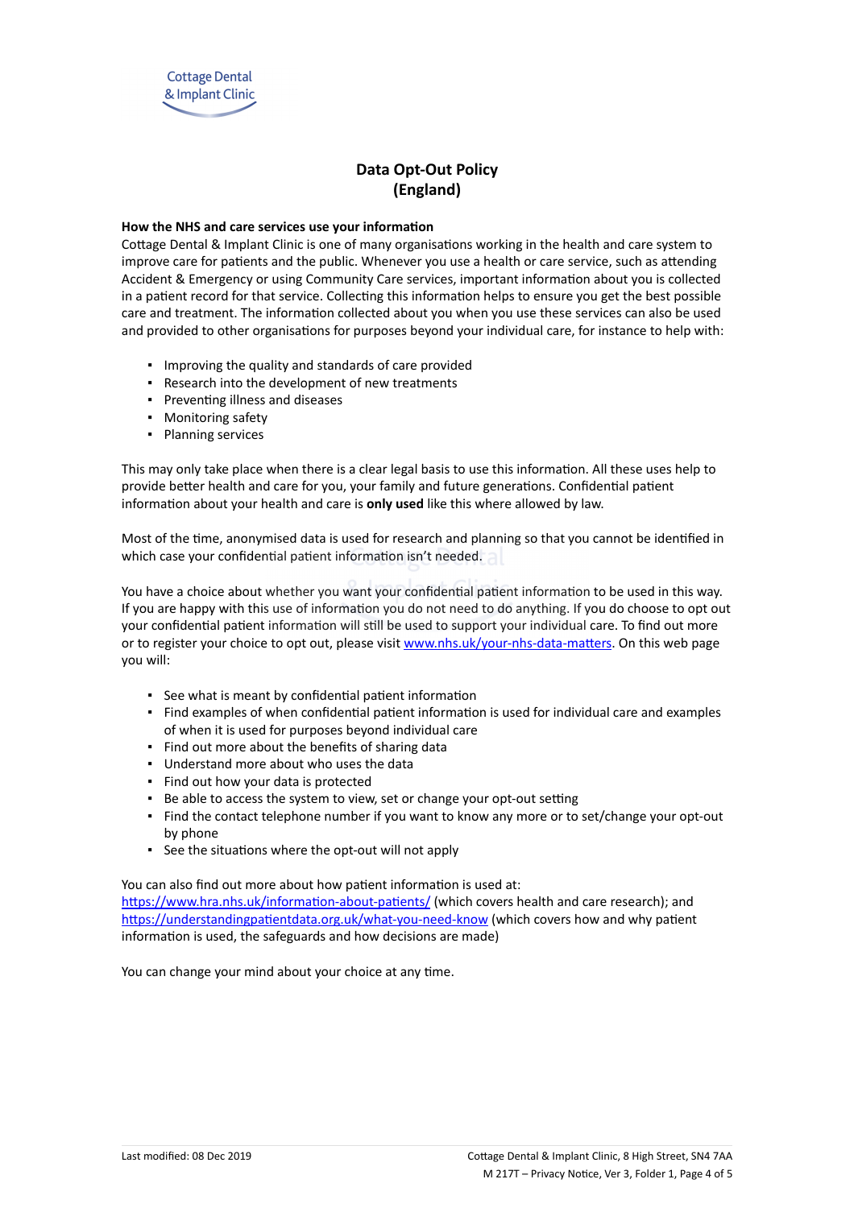# Data Opt-Out Policy (England)

### How the NHS and care services use your information

Cottage Dental & Implant Clinic is one of many organisations working in the health and care system to improve care for patients and the public. Whenever you use a health or care service, such as attending Accident & Emergency or using Community Care services, important information about you is collected in a patient record for that service. Collecting this information helps to ensure you get the best possible care and treatment. The information collected about you when you use these services can also be used and provided to other organisations for purposes beyond your individual care, for instance to help with:

- Improving the quality and standards of care provided
- Research into the development of new treatments
- Preventing illness and diseases
- Monitoring safety
- Planning services

This may only take place when there is a clear legal basis to use this information. All these uses help to provide better health and care for you, your family and future generations. Confidential patient information about your health and care is **only used** like this where allowed by law.

Most of the time, anonymised data is used for research and planning so that you cannot be identified in which case your confidential patient information isn't needed.

You have a choice about whether you want your confidential patient information to be used in this way. If you are happy with this use of information you do not need to do anything. If you do choose to opt out your confidential patient information will still be used to support your individual care. To find out more or to register your choice to opt out, please visit www.nhs.uk/your-nhs-data-matters. On this web page you will:

- See what is meant by confidential patient information
- Find examples of when confidential patient information is used for individual care and examples of when it is used for purposes beyond individual care
- Find out more about the benefits of sharing data
- Understand more about who uses the data
- Find out how your data is protected
- Be able to access the system to view, set or change your opt-out setting
- Find the contact telephone number if you want to know any more or to set/change your opt-out by phone
- See the situations where the opt-out will not apply

You can also find out more about how patient information is used at:
https://www.hra.nhs.uk/information-about-patients/ (which covers health and care research); and https://understandingpatientdata.org.uk/what-you-need-know (which covers how and why patient information is used, the safeguards and how decisions are made)

You can change your mind about your choice at any time.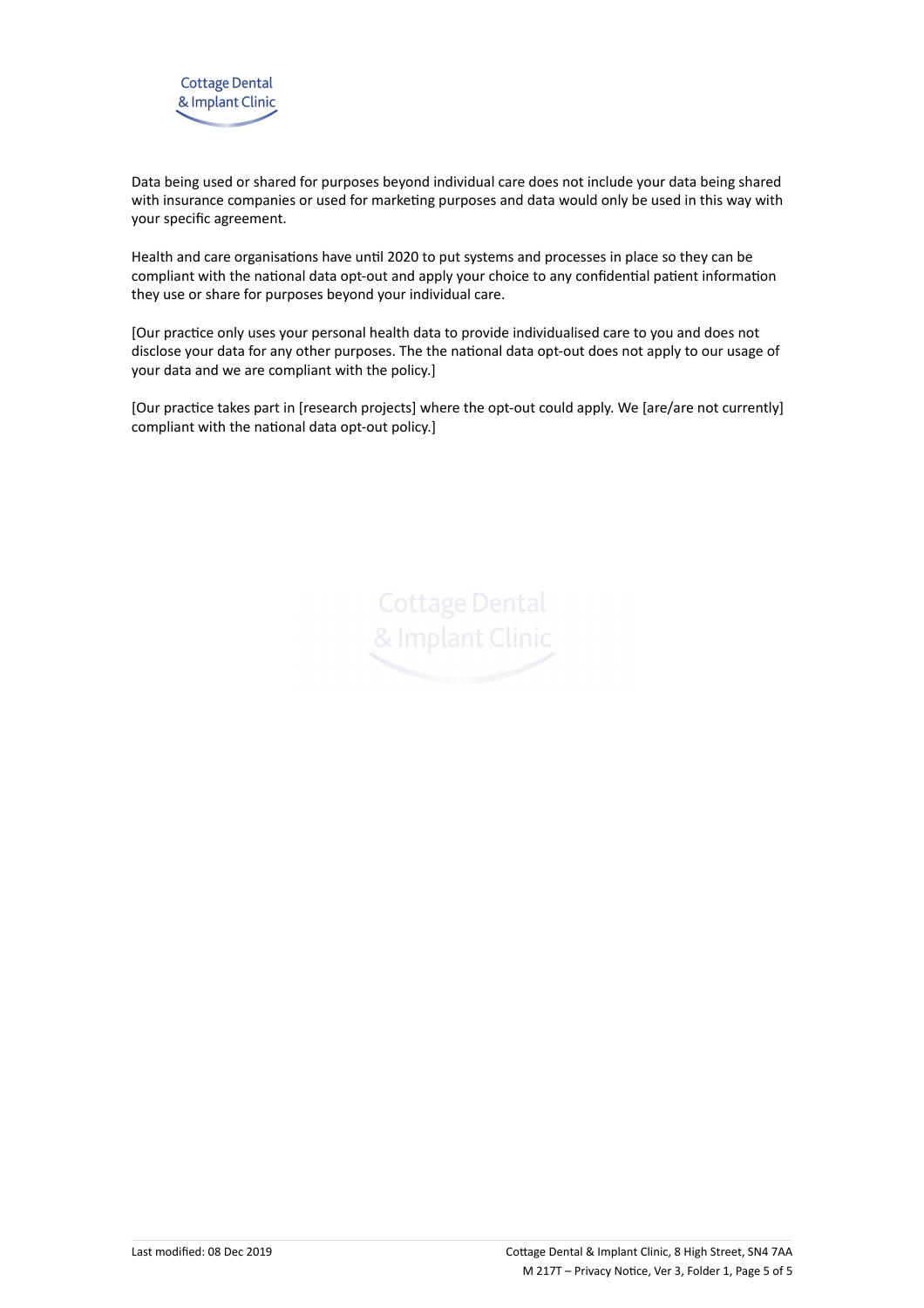Data being used or shared for purposes beyond individual care does not include your data being shared with insurance companies or used for marketing purposes and data would only be used in this way with your specific agreement.

Health and care organisations have until 2020 to put systems and processes in place so they can be compliant with the national data opt-out and apply your choice to any confidential patient information they use or share for purposes beyond your individual care.

[Our practice only uses your personal health data to provide individualised care to you and does not disclose your data for any other purposes. The the national data opt-out does not apply to our usage of your data and we are compliant with the policy.]

[Our practice takes part in [research projects] where the opt-out could apply. We [are/are not currently] compliant with the national data opt-out policy.]